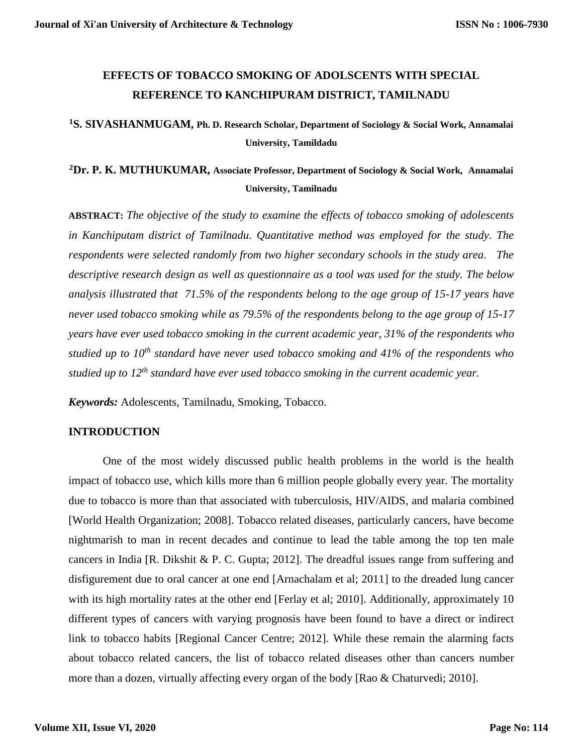# EFFECTS OF TOBACCO SMOKING OF ADOLSCENTS WITH SPECIAL REFERENCE TO KANCHIPURAM DISTRICT, TAMILNADU

[1]**S. SIVASHANMUGAM,** **Ph. D. Research Scholar, Department of Sociology & Social Work, Annamalai University, Tamildadu**

[2]**Dr. P. K. MUTHUKUMAR,** **Associate Professor, Department of Sociology & Social Work, Annamalai University, Tamilnadu**

**ABSTRACT:** *The objective of the study to examine the effects of tobacco smoking of adolescents in Kanchiputam district of Tamilnadu. Quantitative method was employed for the study. The respondents were selected randomly from two higher secondary schools in the study area. The descriptive research design as well as questionnaire as a tool was used for the study. The below analysis illustrated that 71.5% of the respondents belong to the age group of 15-17 years have never used tobacco smoking while as 79.5% of the respondents belong to the age group of 15-17 years have ever used tobacco smoking in the current academic year, 31% of the respondents who studied up to 10th standard have never used tobacco smoking and 41% of the respondents who studied up to 12th standard have ever used tobacco smoking in the current academic year.*

***Keywords:*** Adolescents, Tamilnadu, Smoking, Tobacco.

## INTRODUCTION

One of the most widely discussed public health problems in the world is the health impact of tobacco use, which kills more than 6 million people globally every year. The mortality due to tobacco is more than that associated with tuberculosis, HIV/AIDS, and malaria combined [World Health Organization; 2008]. Tobacco related diseases, particularly cancers, have become nightmarish to man in recent decades and continue to lead the table among the top ten male cancers in India [R. Dikshit & P. C. Gupta; 2012]. The dreadful issues range from suffering and disfigurement due to oral cancer at one end [Arnachalam et al; 2011] to the dreaded lung cancer with its high mortality rates at the other end [Ferlay et al; 2010]. Additionally, approximately 10 different types of cancers with varying prognosis have been found to have a direct or indirect link to tobacco habits [Regional Cancer Centre; 2012]. While these remain the alarming facts about tobacco related cancers, the list of tobacco related diseases other than cancers number more than a dozen, virtually affecting every organ of the body [Rao & Chaturvedi; 2010].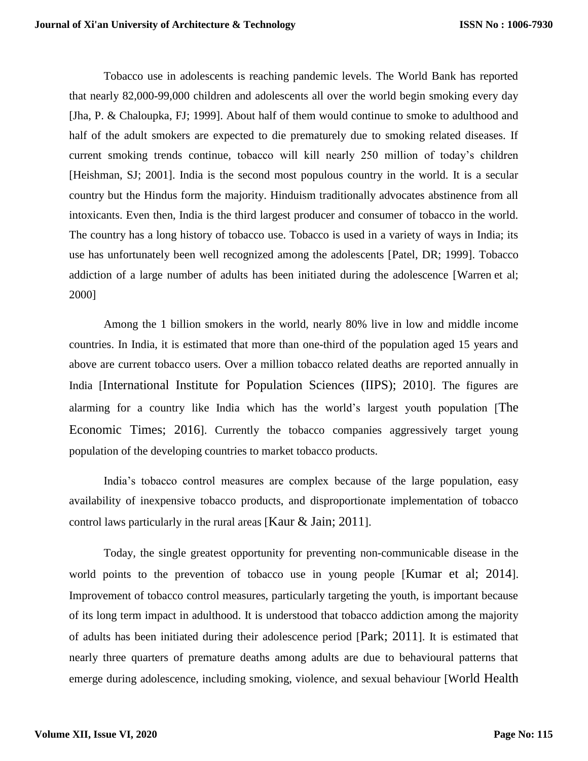Tobacco use in adolescents is reaching pandemic levels. The World Bank has reported that nearly 82,000-99,000 children and adolescents all over the world begin smoking every day [Jha, P. & Chaloupka, FJ; 1999]. About half of them would continue to smoke to adulthood and half of the adult smokers are expected to die prematurely due to smoking related diseases. If current smoking trends continue, tobacco will kill nearly 250 million of today's children [Heishman, SJ; 2001]. India is the second most populous country in the world. It is a secular country but the Hindus form the majority. Hinduism traditionally advocates abstinence from all intoxicants. Even then, India is the third largest producer and consumer of tobacco in the world. The country has a long history of tobacco use. Tobacco is used in a variety of ways in India; its use has unfortunately been well recognized among the adolescents [Patel, DR; 1999]. Tobacco addiction of a large number of adults has been initiated during the adolescence [Warren et al; 2000]

Among the 1 billion smokers in the world, nearly 80% live in low and middle income countries. In India, it is estimated that more than one-third of the population aged 15 years and above are current tobacco users. Over a million tobacco related deaths are reported annually in India [International Institute for Population Sciences (IIPS); 2010]. The figures are alarming for a country like India which has the world's largest youth population [The Economic Times; 2016]. Currently the tobacco companies aggressively target young population of the developing countries to market tobacco products.

India's tobacco control measures are complex because of the large population, easy availability of inexpensive tobacco products, and disproportionate implementation of tobacco control laws particularly in the rural areas [Kaur & Jain; 2011].

Today, the single greatest opportunity for preventing non-communicable disease in the world points to the prevention of tobacco use in young people [Kumar et al; 2014]. Improvement of tobacco control measures, particularly targeting the youth, is important because of its long term impact in adulthood. It is understood that tobacco addiction among the majority of adults has been initiated during their adolescence period [Park; 2011]. It is estimated that nearly three quarters of premature deaths among adults are due to behavioural patterns that emerge during adolescence, including smoking, violence, and sexual behaviour [World Health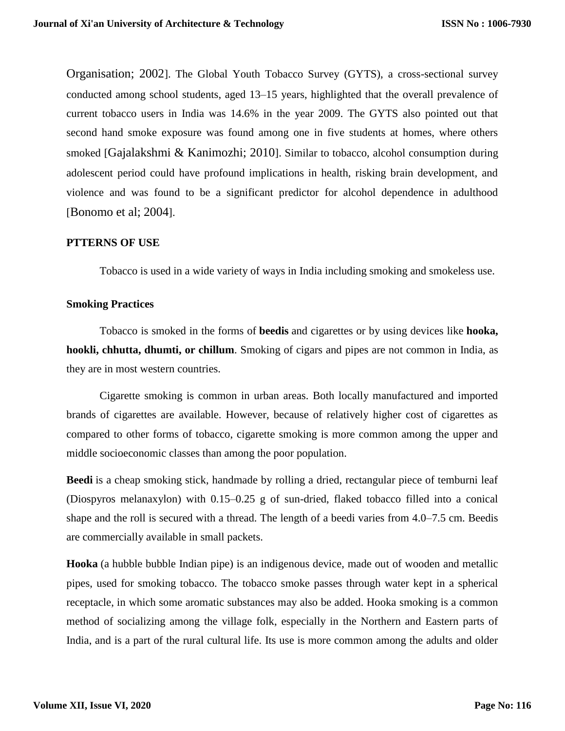Organisation; 2002]. The Global Youth Tobacco Survey (GYTS), a cross-sectional survey conducted among school students, aged 13–15 years, highlighted that the overall prevalence of current tobacco users in India was 14.6% in the year 2009. The GYTS also pointed out that second hand smoke exposure was found among one in five students at homes, where others smoked [Gajalakshmi & Kanimozhi; 2010]. Similar to tobacco, alcohol consumption during adolescent period could have profound implications in health, risking brain development, and violence and was found to be a significant predictor for alcohol dependence in adulthood [Bonomo et al; 2004].

**PTTERNS OF USE**

Tobacco is used in a wide variety of ways in India including smoking and smokeless use.

**Smoking Practices**

Tobacco is smoked in the forms of **beedis** and cigarettes or by using devices like **hooka, hookli, chhutta, dhumti, or chillum**. Smoking of cigars and pipes are not common in India, as they are in most western countries.

Cigarette smoking is common in urban areas. Both locally manufactured and imported brands of cigarettes are available. However, because of relatively higher cost of cigarettes as compared to other forms of tobacco, cigarette smoking is more common among the upper and middle socioeconomic classes than among the poor population.

**Beedi** is a cheap smoking stick, handmade by rolling a dried, rectangular piece of temburni leaf (Diospyros melanaxylon) with 0.15–0.25 g of sun-dried, flaked tobacco filled into a conical shape and the roll is secured with a thread. The length of a beedi varies from 4.0–7.5 cm. Beedis are commercially available in small packets.

**Hooka** (a hubble bubble Indian pipe) is an indigenous device, made out of wooden and metallic pipes, used for smoking tobacco. The tobacco smoke passes through water kept in a spherical receptacle, in which some aromatic substances may also be added. Hooka smoking is a common method of socializing among the village folk, especially in the Northern and Eastern parts of India, and is a part of the rural cultural life. Its use is more common among the adults and older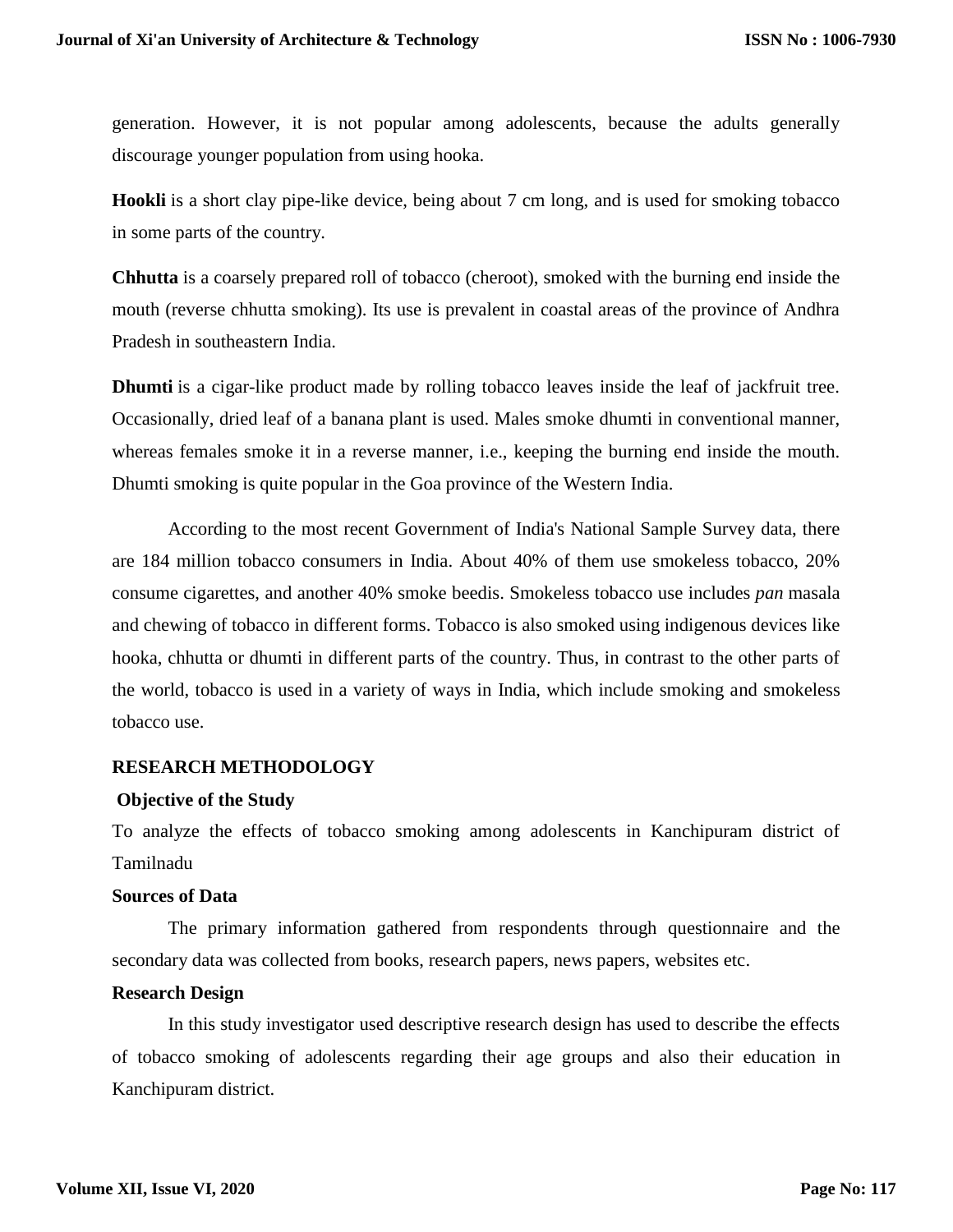generation. However, it is not popular among adolescents, because the adults generally discourage younger population from using hooka.

**Hookli** is a short clay pipe-like device, being about 7 cm long, and is used for smoking tobacco in some parts of the country.

**Chhutta** is a coarsely prepared roll of tobacco (cheroot), smoked with the burning end inside the mouth (reverse chhutta smoking). Its use is prevalent in coastal areas of the province of Andhra Pradesh in southeastern India.

**Dhumti** is a cigar-like product made by rolling tobacco leaves inside the leaf of jackfruit tree. Occasionally, dried leaf of a banana plant is used. Males smoke dhumti in conventional manner, whereas females smoke it in a reverse manner, i.e., keeping the burning end inside the mouth. Dhumti smoking is quite popular in the Goa province of the Western India.

According to the most recent Government of India's National Sample Survey data, there are 184 million tobacco consumers in India. About 40% of them use smokeless tobacco, 20% consume cigarettes, and another 40% smoke beedis. Smokeless tobacco use includes *pan* masala and chewing of tobacco in different forms. Tobacco is also smoked using indigenous devices like hooka, chhutta or dhumti in different parts of the country. Thus, in contrast to the other parts of the world, tobacco is used in a variety of ways in India, which include smoking and smokeless tobacco use.

## RESEARCH METHODOLOGY

### Objective of the Study

To analyze the effects of tobacco smoking among adolescents in Kanchipuram district of Tamilnadu

### Sources of Data

The primary information gathered from respondents through questionnaire and the secondary data was collected from books, research papers, news papers, websites etc.

### Research Design

In this study investigator used descriptive research design has used to describe the effects of tobacco smoking of adolescents regarding their age groups and also their education in Kanchipuram district.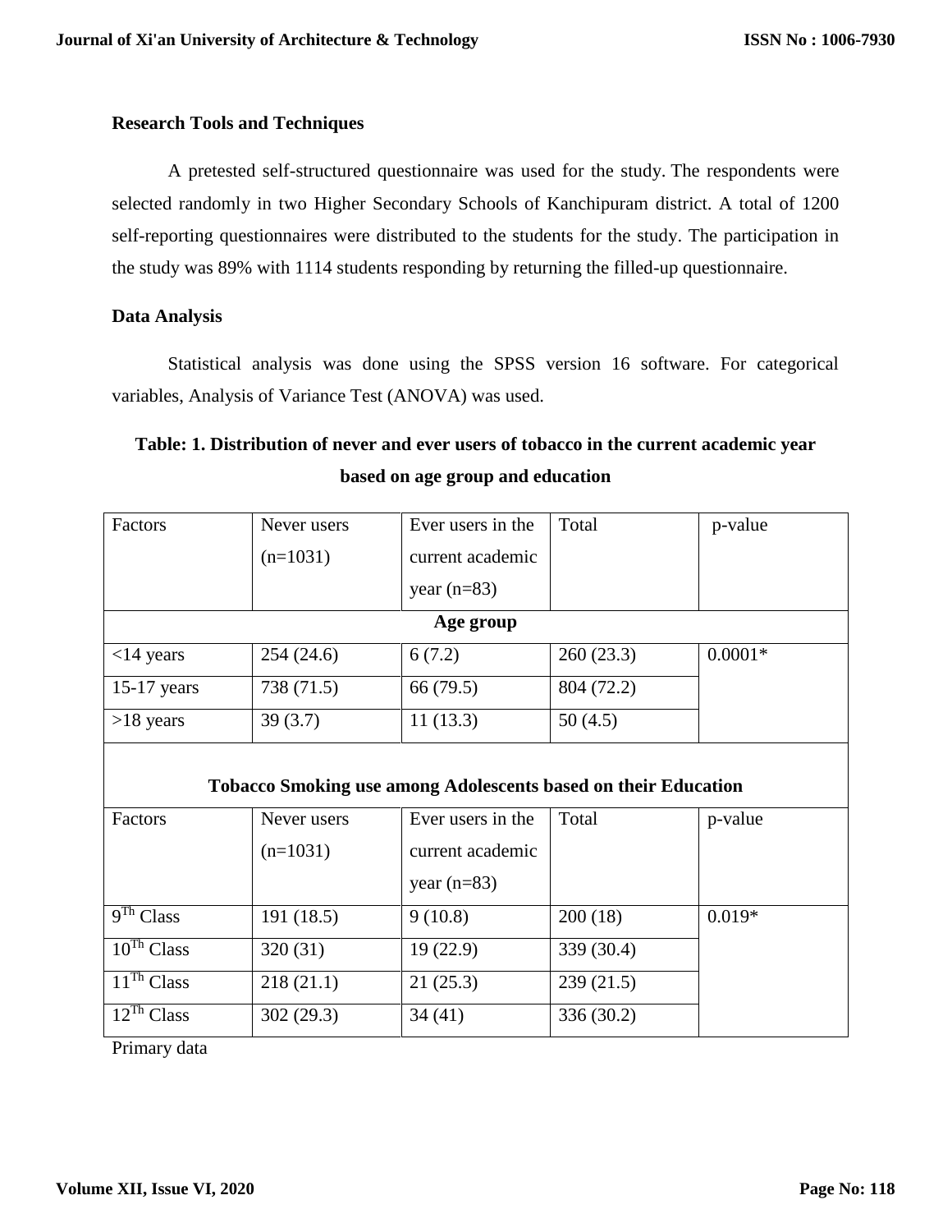**Research Tools and Techniques**

A pretested self-structured questionnaire was used for the study. The respondents were selected randomly in two Higher Secondary Schools of Kanchipuram district. A total of 1200 self-reporting questionnaires were distributed to the students for the study. The participation in the study was 89% with 1114 students responding by returning the filled-up questionnaire.

**Data Analysis**

Statistical analysis was done using the SPSS version 16 software. For categorical variables, Analysis of Variance Test (ANOVA) was used.

**Table: 1. Distribution of never and ever users of tobacco in the current academic year based on age group and education**

| Factors | Never users (n=1031) | Ever users in the current academic year (n=83) | Total | p-value |
|---|---|---|---|---|
| **Age group** | | | | |
| <14 years | 254 (24.6) | 6 (7.2) | 260 (23.3) | 0.0001* |
| 15-17 years | 738 (71.5) | 66 (79.5) | 804 (72.2) | |
| >18 years | 39 (3.7) | 11 (13.3) | 50 (4.5) | |
| **Tobacco Smoking use among Adolescents based on their Education** | | | | |
| Factors | Never users (n=1031) | Ever users in the current academic year (n=83) | Total | p-value |
| 9$^{Th}$ Class | 191 (18.5) | 9 (10.8) | 200 (18) | 0.019* |
| 10$^{Th}$ Class | 320 (31) | 19 (22.9) | 339 (30.4) | |
| 11$^{Th}$ Class | 218 (21.1) | 21 (25.3) | 239 (21.5) | |
| 12$^{Th}$ Class | 302 (29.3) | 34 (41) | 336 (30.2) | |

Primary data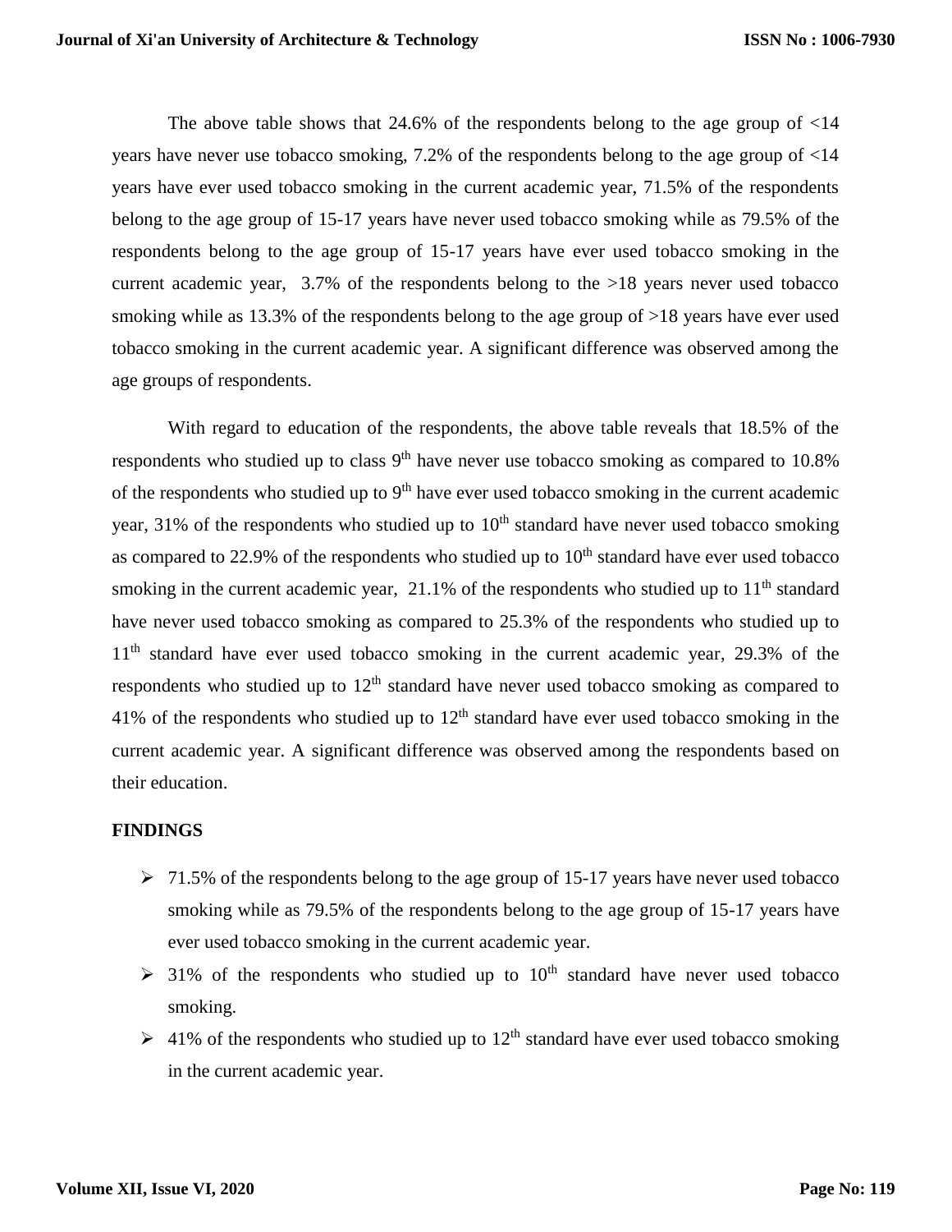The above table shows that 24.6% of the respondents belong to the age group of <14 years have never use tobacco smoking, 7.2% of the respondents belong to the age group of <14 years have ever used tobacco smoking in the current academic year, 71.5% of the respondents belong to the age group of 15-17 years have never used tobacco smoking while as 79.5% of the respondents belong to the age group of 15-17 years have ever used tobacco smoking in the current academic year, 3.7% of the respondents belong to the >18 years never used tobacco smoking while as 13.3% of the respondents belong to the age group of >18 years have ever used tobacco smoking in the current academic year. A significant difference was observed among the age groups of respondents.

With regard to education of the respondents, the above table reveals that 18.5% of the respondents who studied up to class 9th have never use tobacco smoking as compared to 10.8% of the respondents who studied up to 9th have ever used tobacco smoking in the current academic year, 31% of the respondents who studied up to 10th standard have never used tobacco smoking as compared to 22.9% of the respondents who studied up to 10th standard have ever used tobacco smoking in the current academic year, 21.1% of the respondents who studied up to 11th standard have never used tobacco smoking as compared to 25.3% of the respondents who studied up to 11th standard have ever used tobacco smoking in the current academic year, 29.3% of the respondents who studied up to 12th standard have never used tobacco smoking as compared to 41% of the respondents who studied up to 12th standard have ever used tobacco smoking in the current academic year. A significant difference was observed among the respondents based on their education.

## FINDINGS

- 71.5% of the respondents belong to the age group of 15-17 years have never used tobacco smoking while as 79.5% of the respondents belong to the age group of 15-17 years have ever used tobacco smoking in the current academic year.
- 31% of the respondents who studied up to 10th standard have never used tobacco smoking.
- 41% of the respondents who studied up to 12th standard have ever used tobacco smoking in the current academic year.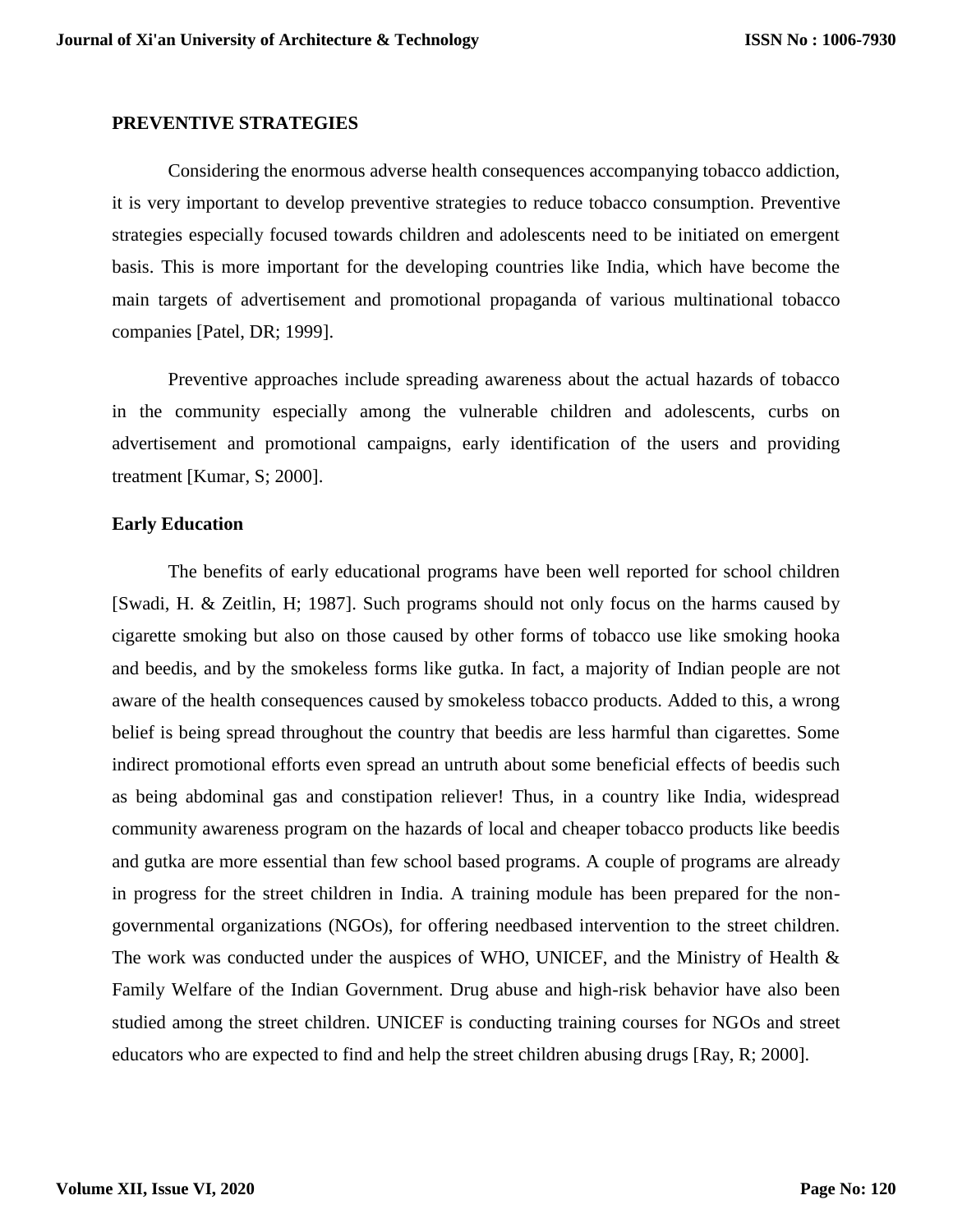## PREVENTIVE STRATEGIES

Considering the enormous adverse health consequences accompanying tobacco addiction, it is very important to develop preventive strategies to reduce tobacco consumption. Preventive strategies especially focused towards children and adolescents need to be initiated on emergent basis. This is more important for the developing countries like India, which have become the main targets of advertisement and promotional propaganda of various multinational tobacco companies [Patel, DR; 1999].

Preventive approaches include spreading awareness about the actual hazards of tobacco in the community especially among the vulnerable children and adolescents, curbs on advertisement and promotional campaigns, early identification of the users and providing treatment [Kumar, S; 2000].

### Early Education

The benefits of early educational programs have been well reported for school children [Swadi, H. & Zeitlin, H; 1987]. Such programs should not only focus on the harms caused by cigarette smoking but also on those caused by other forms of tobacco use like smoking hooka and beedis, and by the smokeless forms like gutka. In fact, a majority of Indian people are not aware of the health consequences caused by smokeless tobacco products. Added to this, a wrong belief is being spread throughout the country that beedis are less harmful than cigarettes. Some indirect promotional efforts even spread an untruth about some beneficial effects of beedis such as being abdominal gas and constipation reliever! Thus, in a country like India, widespread community awareness program on the hazards of local and cheaper tobacco products like beedis and gutka are more essential than few school based programs. A couple of programs are already in progress for the street children in India. A training module has been prepared for the non-governmental organizations (NGOs), for offering needbased intervention to the street children. The work was conducted under the auspices of WHO, UNICEF, and the Ministry of Health & Family Welfare of the Indian Government. Drug abuse and high-risk behavior have also been studied among the street children. UNICEF is conducting training courses for NGOs and street educators who are expected to find and help the street children abusing drugs [Ray, R; 2000].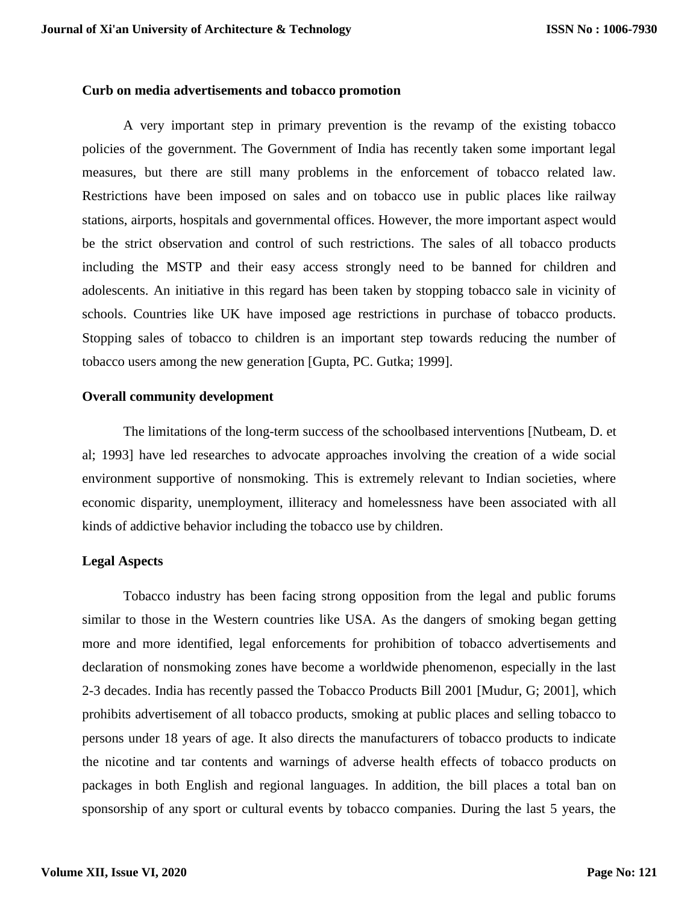**Curb on media advertisements and tobacco promotion**

A very important step in primary prevention is the revamp of the existing tobacco policies of the government. The Government of India has recently taken some important legal measures, but there are still many problems in the enforcement of tobacco related law. Restrictions have been imposed on sales and on tobacco use in public places like railway stations, airports, hospitals and governmental offices. However, the more important aspect would be the strict observation and control of such restrictions. The sales of all tobacco products including the MSTP and their easy access strongly need to be banned for children and adolescents. An initiative in this regard has been taken by stopping tobacco sale in vicinity of schools. Countries like UK have imposed age restrictions in purchase of tobacco products. Stopping sales of tobacco to children is an important step towards reducing the number of tobacco users among the new generation [Gupta, PC. Gutka; 1999].

**Overall community development**

The limitations of the long-term success of the schoolbased interventions [Nutbeam, D. et al; 1993] have led researches to advocate approaches involving the creation of a wide social environment supportive of nonsmoking. This is extremely relevant to Indian societies, where economic disparity, unemployment, illiteracy and homelessness have been associated with all kinds of addictive behavior including the tobacco use by children.

**Legal Aspects**

Tobacco industry has been facing strong opposition from the legal and public forums similar to those in the Western countries like USA. As the dangers of smoking began getting more and more identified, legal enforcements for prohibition of tobacco advertisements and declaration of nonsmoking zones have become a worldwide phenomenon, especially in the last 2-3 decades. India has recently passed the Tobacco Products Bill 2001 [Mudur, G; 2001], which prohibits advertisement of all tobacco products, smoking at public places and selling tobacco to persons under 18 years of age. It also directs the manufacturers of tobacco products to indicate the nicotine and tar contents and warnings of adverse health effects of tobacco products on packages in both English and regional languages. In addition, the bill places a total ban on sponsorship of any sport or cultural events by tobacco companies. During the last 5 years, the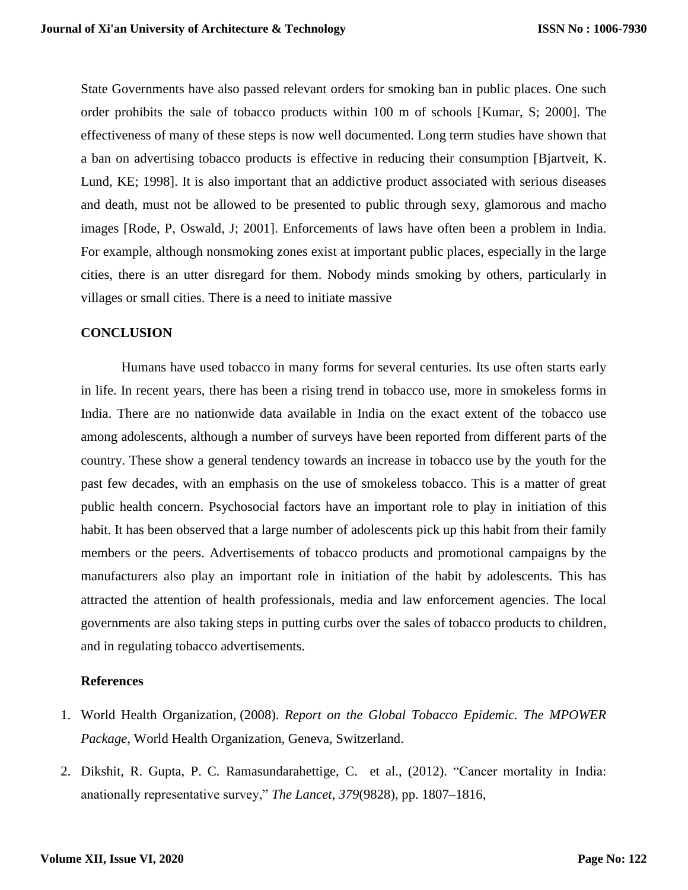State Governments have also passed relevant orders for smoking ban in public places. One such order prohibits the sale of tobacco products within 100 m of schools [Kumar, S; 2000]. The effectiveness of many of these steps is now well documented. Long term studies have shown that a ban on advertising tobacco products is effective in reducing their consumption [Bjartveit, K. Lund, KE; 1998]. It is also important that an addictive product associated with serious diseases and death, must not be allowed to be presented to public through sexy, glamorous and macho images [Rode, P, Oswald, J; 2001]. Enforcements of laws have often been a problem in India. For example, although nonsmoking zones exist at important public places, especially in the large cities, there is an utter disregard for them. Nobody minds smoking by others, particularly in villages or small cities. There is a need to initiate massive

## CONCLUSION

Humans have used tobacco in many forms for several centuries. Its use often starts early in life. In recent years, there has been a rising trend in tobacco use, more in smokeless forms in India. There are no nationwide data available in India on the exact extent of the tobacco use among adolescents, although a number of surveys have been reported from different parts of the country. These show a general tendency towards an increase in tobacco use by the youth for the past few decades, with an emphasis on the use of smokeless tobacco. This is a matter of great public health concern. Psychosocial factors have an important role to play in initiation of this habit. It has been observed that a large number of adolescents pick up this habit from their family members or the peers. Advertisements of tobacco products and promotional campaigns by the manufacturers also play an important role in initiation of the habit by adolescents. This has attracted the attention of health professionals, media and law enforcement agencies. The local governments are also taking steps in putting curbs over the sales of tobacco products to children, and in regulating tobacco advertisements.

## References

1. World Health Organization, (2008). *Report on the Global Tobacco Epidemic. The MPOWER Package*, World Health Organization, Geneva, Switzerland.
2. Dikshit, R. Gupta, P. C. Ramasundarahettige, C. et al., (2012). "Cancer mortality in India: anationally representative survey," *The Lancet*, *379*(9828), pp. 1807–1816,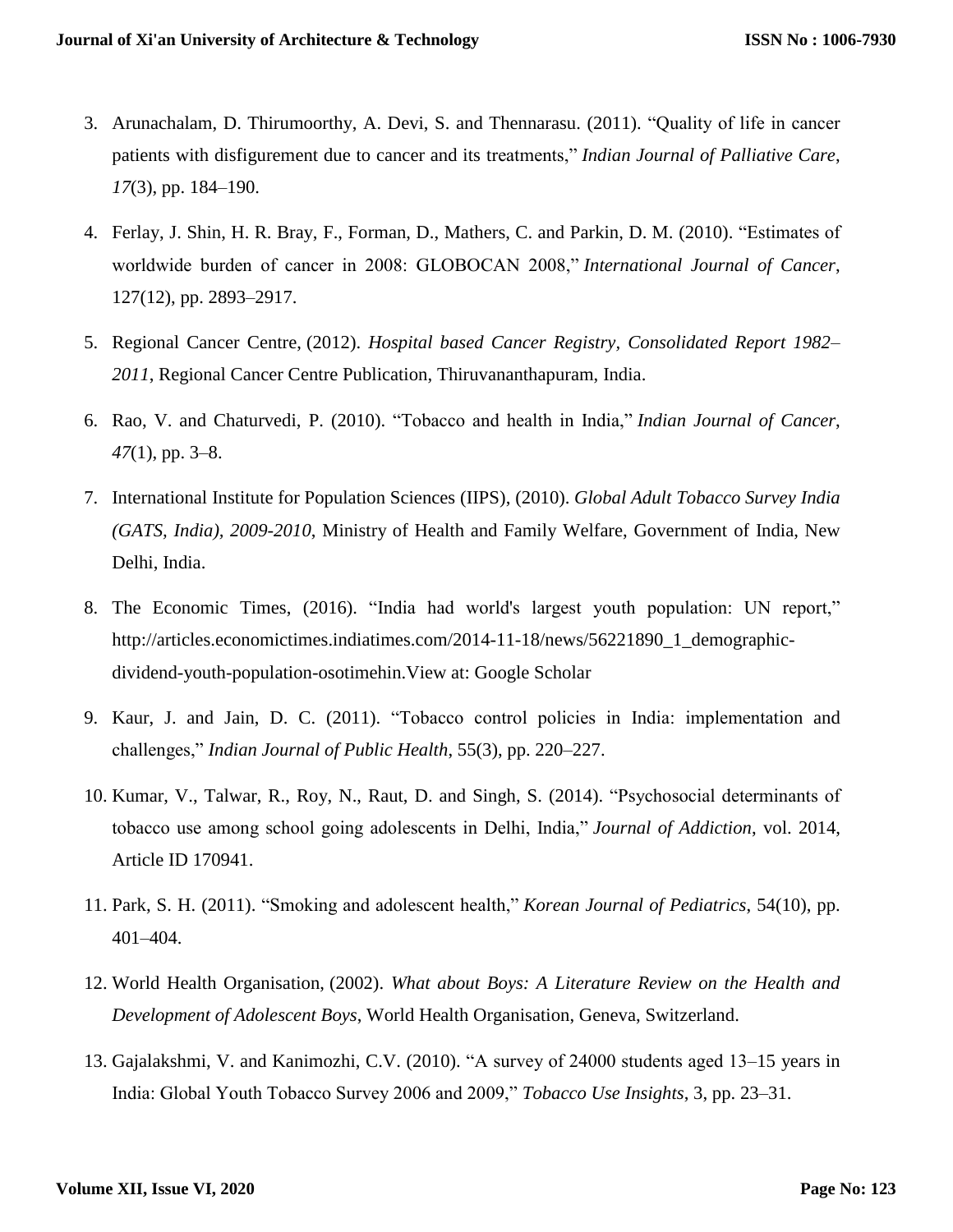3. Arunachalam, D. Thirumoorthy, A. Devi, S. and Thennarasu. (2011). “Quality of life in cancer patients with disfigurement due to cancer and its treatments,” *Indian Journal of Palliative Care*, *17*(3), pp. 184–190.

4. Ferlay, J. Shin, H. R. Bray, F., Forman, D., Mathers, C. and Parkin, D. M. (2010). “Estimates of worldwide burden of cancer in 2008: GLOBOCAN 2008,” *International Journal of Cancer*, 127(12), pp. 2893–2917.

5. Regional Cancer Centre, (2012). *Hospital based Cancer Registry, Consolidated Report 1982–2011*, Regional Cancer Centre Publication, Thiruvananthapuram, India.

6. Rao, V. and Chaturvedi, P. (2010). “Tobacco and health in India,” *Indian Journal of Cancer*, *47*(1), pp. 3–8.

7. International Institute for Population Sciences (IIPS), (2010). *Global Adult Tobacco Survey India (GATS, India), 2009-2010*, Ministry of Health and Family Welfare, Government of India, New Delhi, India.

8. The Economic Times, (2016). “India had world's largest youth population: UN report,” http://articles.economictimes.indiatimes.com/2014-11-18/news/56221890_1_demographic-dividend-youth-population-osotimehin.View at: Google Scholar

9. Kaur, J. and Jain, D. C. (2011). “Tobacco control policies in India: implementation and challenges,” *Indian Journal of Public Health*, 55(3), pp. 220–227.

10. Kumar, V., Talwar, R., Roy, N., Raut, D. and Singh, S. (2014). “Psychosocial determinants of tobacco use among school going adolescents in Delhi, India,” *Journal of Addiction*, vol. 2014, Article ID 170941.

11. Park, S. H. (2011). “Smoking and adolescent health,” *Korean Journal of Pediatrics*, 54(10), pp. 401–404.

12. World Health Organisation, (2002). *What about Boys: A Literature Review on the Health and Development of Adolescent Boys*, World Health Organisation, Geneva, Switzerland.

13. Gajalakshmi, V. and Kanimozhi, C.V. (2010). “A survey of 24000 students aged 13–15 years in India: Global Youth Tobacco Survey 2006 and 2009,” *Tobacco Use Insights*, 3, pp. 23–31.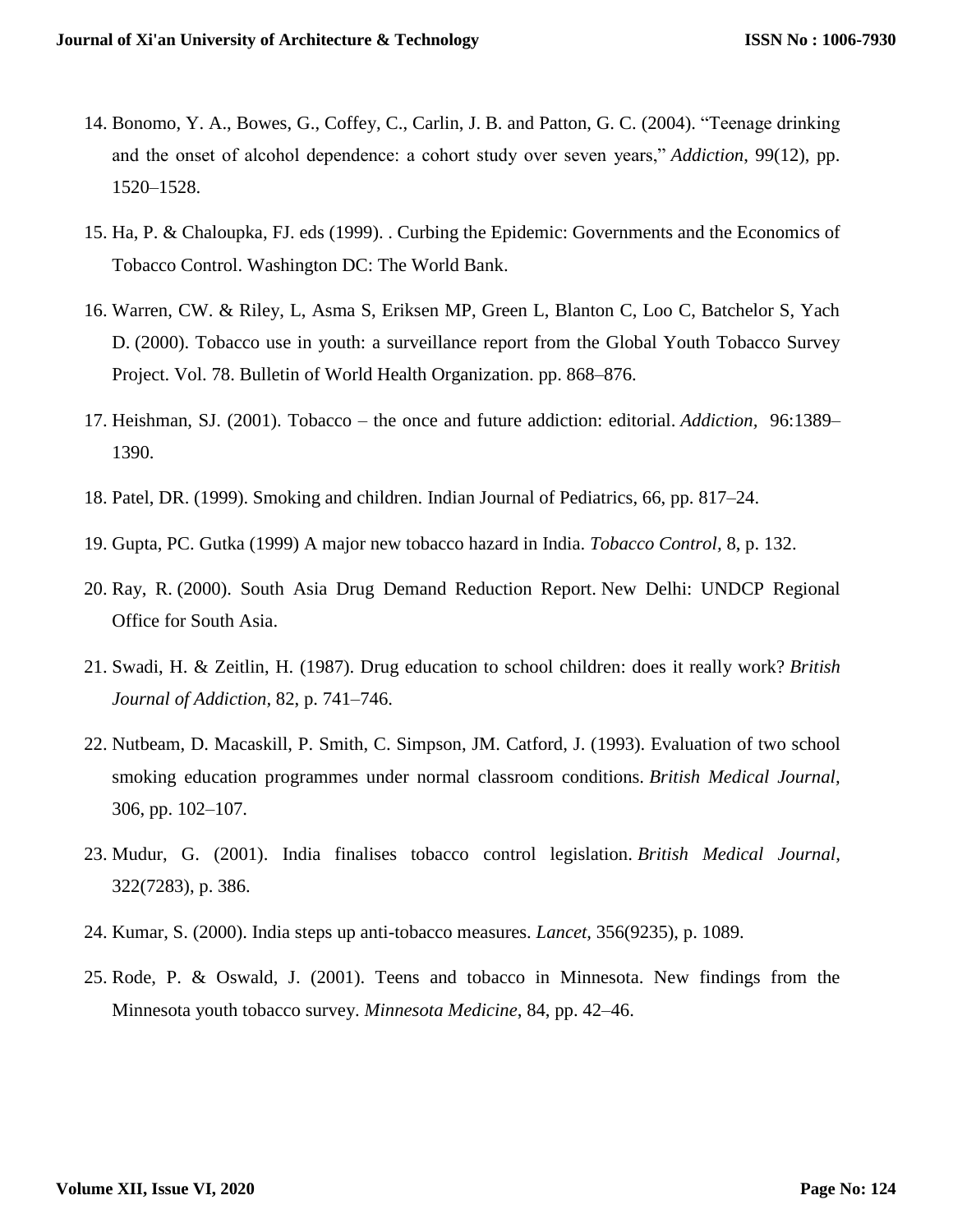14. Bonomo, Y. A., Bowes, G., Coffey, C., Carlin, J. B. and Patton, G. C. (2004). "Teenage drinking and the onset of alcohol dependence: a cohort study over seven years," *Addiction*, 99(12), pp. 1520–1528.
15. Ha, P. & Chaloupka, FJ. eds (1999). . Curbing the Epidemic: Governments and the Economics of Tobacco Control. Washington DC: The World Bank.
16. Warren, CW. & Riley, L, Asma S, Eriksen MP, Green L, Blanton C, Loo C, Batchelor S, Yach D. (2000). Tobacco use in youth: a surveillance report from the Global Youth Tobacco Survey Project. Vol. 78. Bulletin of World Health Organization. pp. 868–876.
17. Heishman, SJ. (2001). Tobacco – the once and future addiction: editorial. *Addiction*, 96:1389–1390.
18. Patel, DR. (1999). Smoking and children. Indian Journal of Pediatrics, 66, pp. 817–24.
19. Gupta, PC. Gutka (1999) A major new tobacco hazard in India. *Tobacco Control,* 8, p. 132.
20. Ray, R. (2000). South Asia Drug Demand Reduction Report. New Delhi: UNDCP Regional Office for South Asia.
21. Swadi, H. & Zeitlin, H. (1987). Drug education to school children: does it really work? *British Journal of Addiction,* 82, p. 741–746.
22. Nutbeam, D. Macaskill, P. Smith, C. Simpson, JM. Catford, J. (1993). Evaluation of two school smoking education programmes under normal classroom conditions. *British Medical Journal*, 306, pp. 102–107.
23. Mudur, G. (2001). India finalises tobacco control legislation. *British Medical Journal,* 322(7283), p. 386.
24. Kumar, S. (2000). India steps up anti-tobacco measures. *Lancet*, 356(9235), p. 1089.
25. Rode, P. & Oswald, J. (2001). Teens and tobacco in Minnesota. New findings from the Minnesota youth tobacco survey. *Minnesota Medicine*, 84, pp. 42–46.